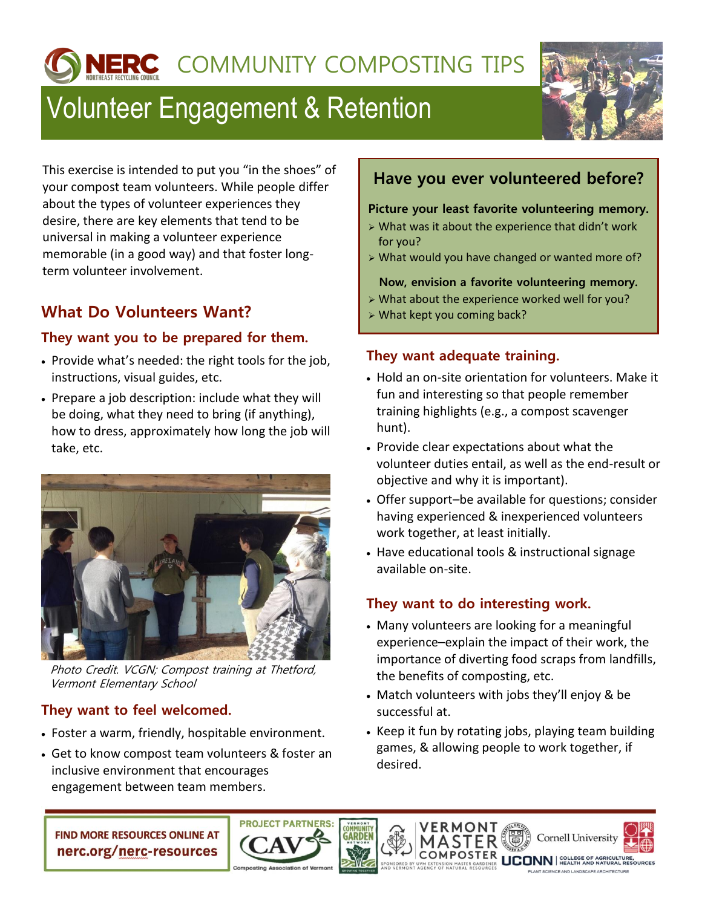NERC COMMUNITY COMPOSTING TIPS

# Volunteer Engagement & Retention

This exercise is intended to put you "in the shoes" of your compost team volunteers. While people differ about the types of volunteer experiences they desire, there are key elements that tend to be universal in making a volunteer experience memorable (in a good way) and that foster long-term volunteer involvement.

## Have you ever volunteered before?

**Picture your least favorite volunteering memory.**

- What was it about the experience that didn't work for you?
- What would you have changed or wanted more of?

**Now, envision a favorite volunteering memory.**

- What about the experience worked well for you?
- What kept you coming back?

## What Do Volunteers Want?

### They want you to be prepared for them.

- Provide what's needed: the right tools for the job, instructions, visual guides, etc.
- Prepare a job description: include what they will be doing, what they need to bring (if anything), how to dress, approximately how long the job will take, etc.

*Photo Credit. VCGN; Compost training at Thetford, Vermont Elementary School*

### They want to feel welcomed.

- Foster a warm, friendly, hospitable environment.
- Get to know compost team volunteers & foster an inclusive environment that encourages engagement between team members.

### They want adequate training.

- Hold an on-site orientation for volunteers. Make it fun and interesting so that people remember training highlights (e.g., a compost scavenger hunt).
- Provide clear expectations about what the volunteer duties entail, as well as the end-result or objective and why it is important).
- Offer support–be available for questions; consider having experienced & inexperienced volunteers work together, at least initially.
- Have educational tools & instructional signage available on-site.

### They want to do interesting work.

- Many volunteers are looking for a meaningful experience–explain the impact of their work, the importance of diverting food scraps from landfills, the benefits of composting, etc.
- Match volunteers with jobs they'll enjoy & be successful at.
- Keep it fun by rotating jobs, playing team building games, & allowing people to work together, if desired.

**FIND MORE RESOURCES ONLINE AT nerc.org/nerc-resources**

PROJECT PARTNERS: Composting Association of Vermont; Vermont Community Garden Network; Vermont Master Composter; Cornell University; UConn College of Agriculture, Health and Natural Resources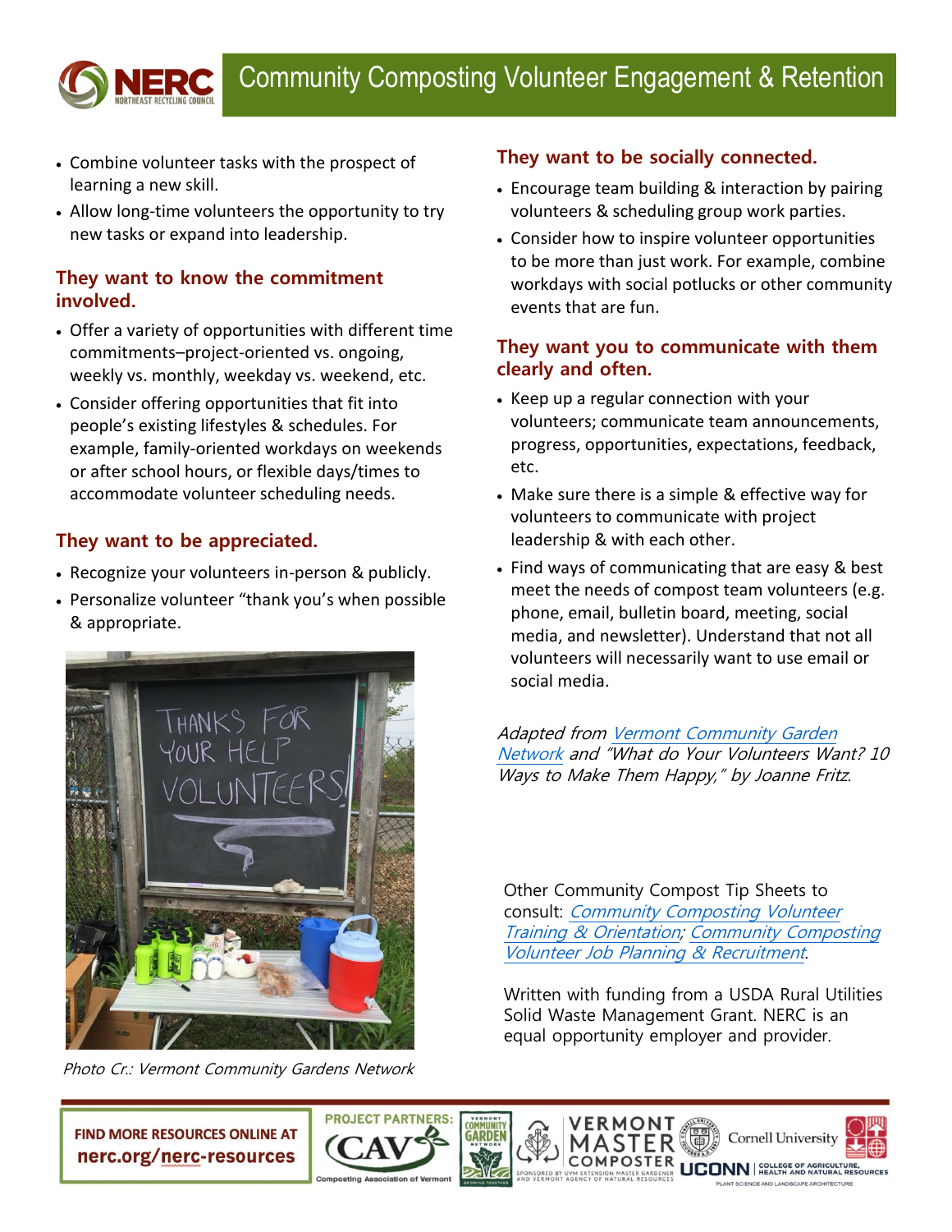- Combine volunteer tasks with the prospect of learning a new skill.
- Allow long-time volunteers the opportunity to try new tasks or expand into leadership.

### They want to know the commitment involved.

- Offer a variety of opportunities with different time commitments–project-oriented vs. ongoing, weekly vs. monthly, weekday vs. weekend, etc.
- Consider offering opportunities that fit into people's existing lifestyles & schedules. For example, family-oriented workdays on weekends or after school hours, or flexible days/times to accommodate volunteer scheduling needs.

### They want to be appreciated.

- Recognize your volunteers in-person & publicly.
- Personalize volunteer "thank you's when possible & appropriate.

*Photo Cr.: Vermont Community Gardens Network*

### They want to be socially connected.

- Encourage team building & interaction by pairing volunteers & scheduling group work parties.
- Consider how to inspire volunteer opportunities to be more than just work. For example, combine workdays with social potlucks or other community events that are fun.

### They want you to communicate with them clearly and often.

- Keep up a regular connection with your volunteers; communicate team announcements, progress, opportunities, expectations, feedback, etc.
- Make sure there is a simple & effective way for volunteers to communicate with project leadership & with each other.
- Find ways of communicating that are easy & best meet the needs of compost team volunteers (e.g. phone, email, bulletin board, meeting, social media, and newsletter). Understand that not all volunteers will necessarily want to use email or social media.

*Adapted from Vermont Community Garden Network and "What do Your Volunteers Want? 10 Ways to Make Them Happy," by Joanne Fritz.*

Other Community Compost Tip Sheets to consult: *Community Composting Volunteer Training & Orientation*; *Community Composting Volunteer Job Planning & Recruitment*.

Written with funding from a USDA Rural Utilities Solid Waste Management Grant. NERC is an equal opportunity employer and provider.

**FIND MORE RESOURCES ONLINE AT nerc.org/nerc-resources**

**PROJECT PARTNERS:**